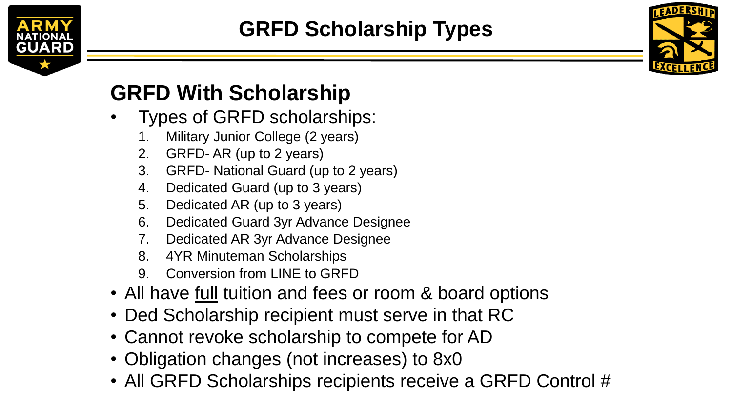# GRFD Scholarship Types

## GRFD With Scholarship

- Types of GRFD scholarships:
  1. Military Junior College (2 years)
  2. GRFD- AR (up to 2 years)
  3. GRFD- National Guard (up to 2 years)
  4. Dedicated Guard (up to 3 years)
  5. Dedicated AR (up to 3 years)
  6. Dedicated Guard 3yr Advance Designee
  7. Dedicated AR 3yr Advance Designee
  8. 4YR Minuteman Scholarships
  9. Conversion from LINE to GRFD
- All have full tuition and fees or room & board options
- Ded Scholarship recipient must serve in that RC
- Cannot revoke scholarship to compete for AD
- Obligation changes (not increases) to 8x0
- All GRFD Scholarships recipients receive a GRFD Control #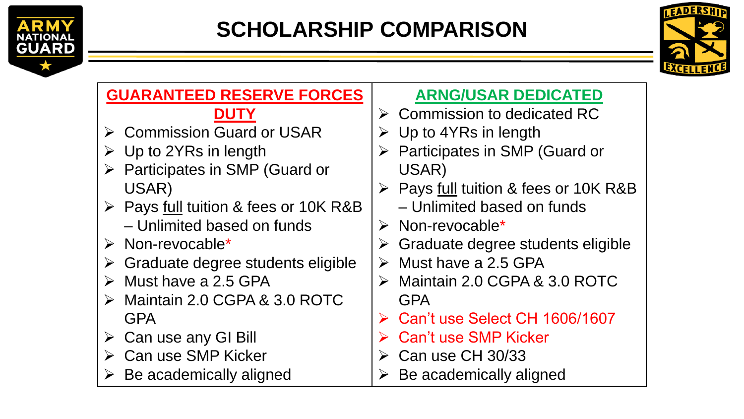# SCHOLARSHIP COMPARISON

| GUARANTEED RESERVE FORCES DUTY | ARNG/USAR DEDICATED |
|---|---|
| Commission Guard or USAR | Commission to dedicated RC |
| Up to 2YRs in length | Up to 4YRs in length |
| Participates in SMP (Guard or USAR) | Participates in SMP (Guard or USAR) |
| Pays full tuition & fees or 10K R&B – Unlimited based on funds | Pays full tuition & fees or 10K R&B – Unlimited based on funds |
| Non-revocable* | Non-revocable* |
| Graduate degree students eligible | Graduate degree students eligible |
| Must have a 2.5 GPA | Must have a 2.5 GPA |
| Maintain 2.0 CGPA & 3.0 ROTC GPA | Maintain 2.0 CGPA & 3.0 ROTC GPA |
| Can use any GI Bill | Can't use Select CH 1606/1607 |
| Can use SMP Kicker | Can't use SMP Kicker |
| | Can use CH 30/33 |
| Be academically aligned | Be academically aligned |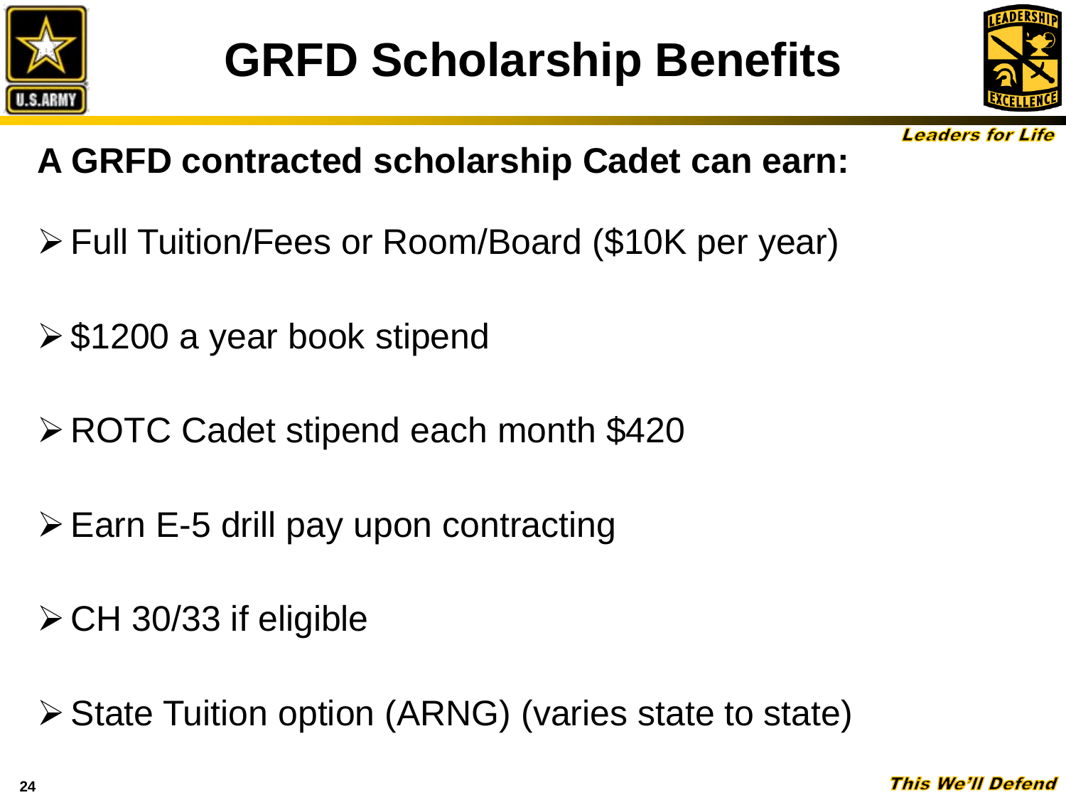# GRFD Scholarship Benefits

**A GRFD contracted scholarship Cadet can earn:**

- Full Tuition/Fees or Room/Board ($10K per year)
- $1200 a year book stipend
- ROTC Cadet stipend each month $420
- Earn E-5 drill pay upon contracting
- CH 30/33 if eligible
- State Tuition option (ARNG) (varies state to state)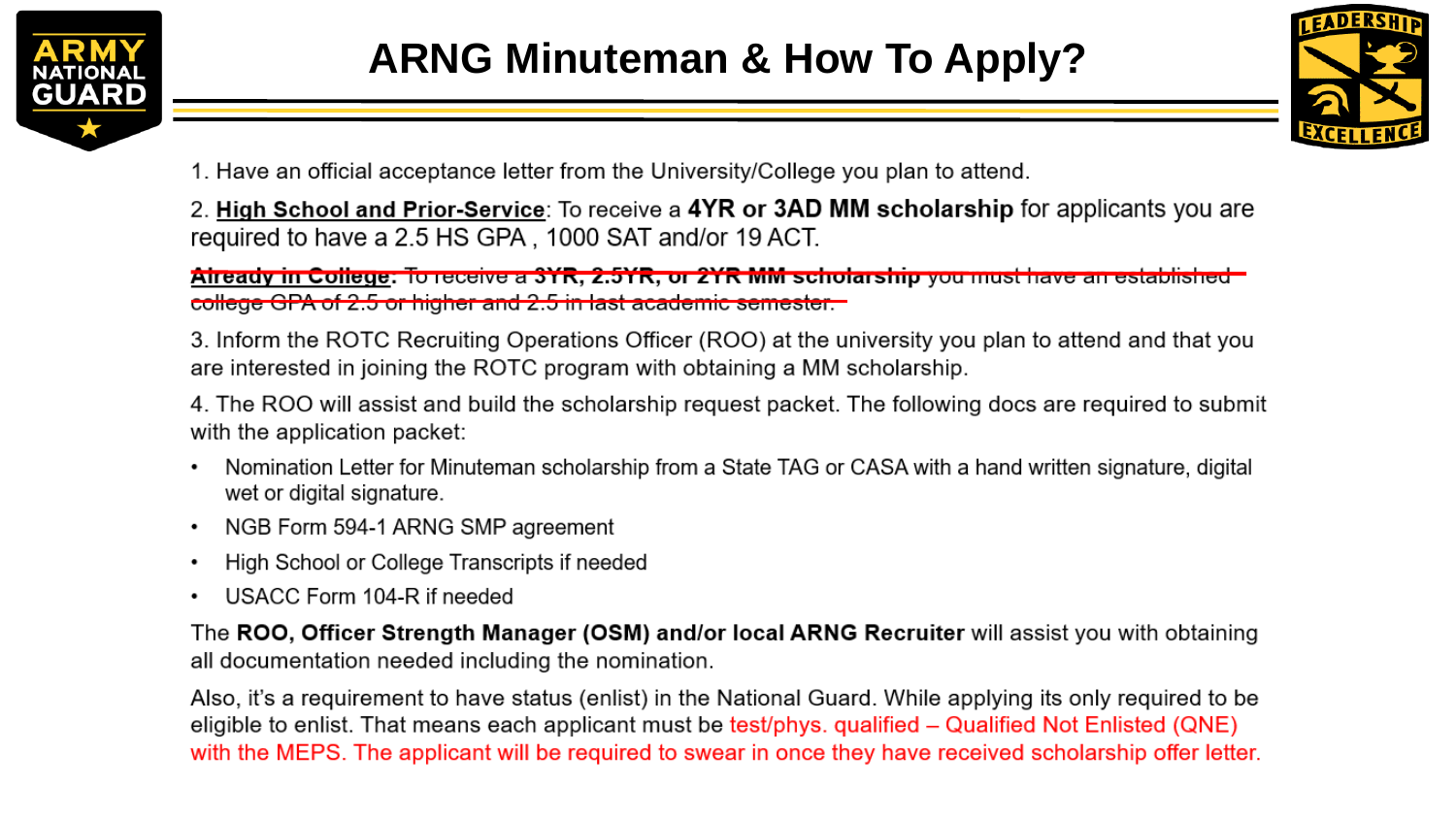# ARNG Minuteman & How To Apply?

1. Have an official acceptance letter from the University/College you plan to attend.

2. **High School and Prior-Service**: To receive a **4YR or 3AD MM scholarship** for applicants you are required to have a 2.5 HS GPA , 1000 SAT and/or 19 ACT.

~~**Already in College**: To receive a **3YR, 2.5YR, or 2YR MM scholarship** you must have an established college GPA of 2.5 or higher and 2.5 in last academic semester.~~

3. Inform the ROTC Recruiting Operations Officer (ROO) at the university you plan to attend and that you are interested in joining the ROTC program with obtaining a MM scholarship.

4. The ROO will assist and build the scholarship request packet. The following docs are required to submit with the application packet:

- Nomination Letter for Minuteman scholarship from a State TAG or CASA with a hand written signature, digital wet or digital signature.
- NGB Form 594-1 ARNG SMP agreement
- High School or College Transcripts if needed
- USACC Form 104-R if needed

The **ROO, Officer Strength Manager (OSM) and/or local ARNG Recruiter** will assist you with obtaining all documentation needed including the nomination.

Also, it's a requirement to have status (enlist) in the National Guard. While applying its only required to be eligible to enlist. That means each applicant must be test/phys. qualified – Qualified Not Enlisted (QNE) with the MEPS. The applicant will be required to swear in once they have received scholarship offer letter.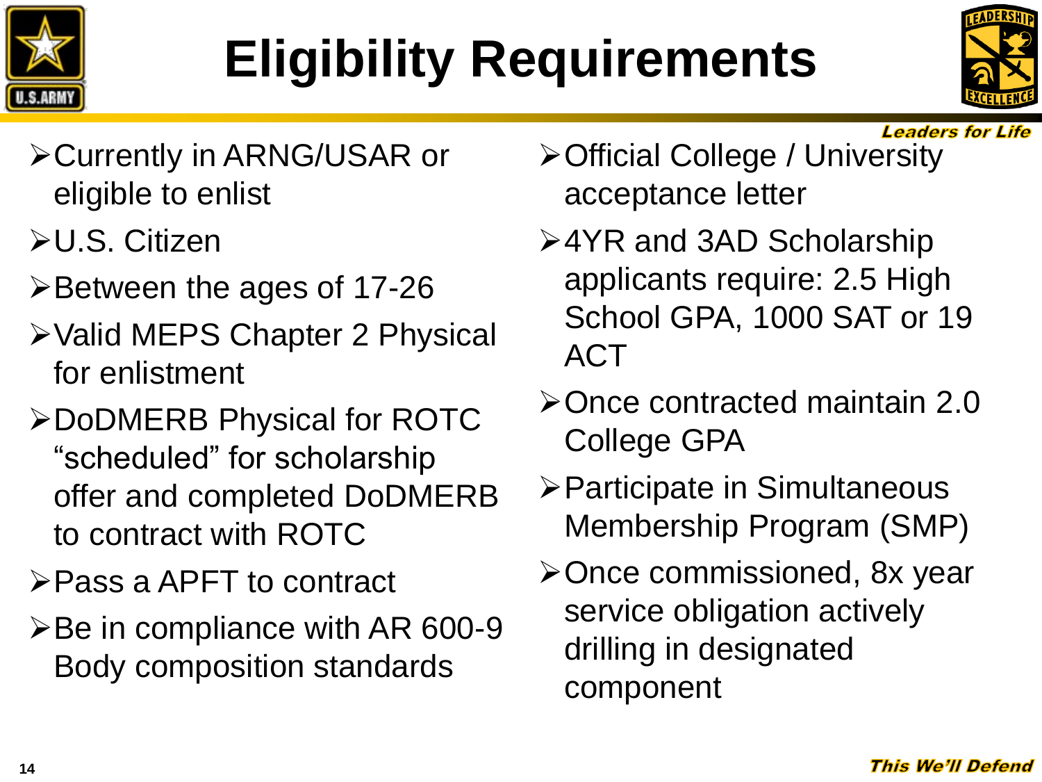# Eligibility Requirements

- Currently in ARNG/USAR or eligible to enlist
- U.S. Citizen
- Between the ages of 17-26
- Valid MEPS Chapter 2 Physical for enlistment
- DoDMERB Physical for ROTC "scheduled" for scholarship offer and completed DoDMERB to contract with ROTC
- Pass a APFT to contract
- Be in compliance with AR 600-9 Body composition standards
- Official College / University acceptance letter
- 4YR and 3AD Scholarship applicants require: 2.5 High School GPA, 1000 SAT or 19 ACT
- Once contracted maintain 2.0 College GPA
- Participate in Simultaneous Membership Program (SMP)
- Once commissioned, 8x year service obligation actively drilling in designated component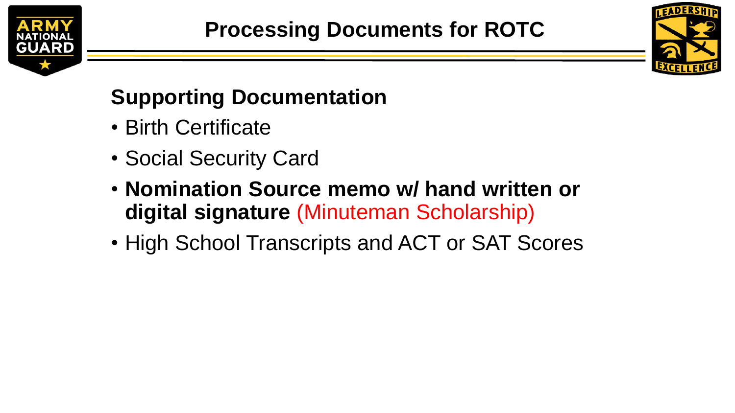# Processing Documents for ROTC

## Supporting Documentation

- Birth Certificate
- Social Security Card
- **Nomination Source memo w/ hand written or digital signature** (Minuteman Scholarship)
- High School Transcripts and ACT or SAT Scores